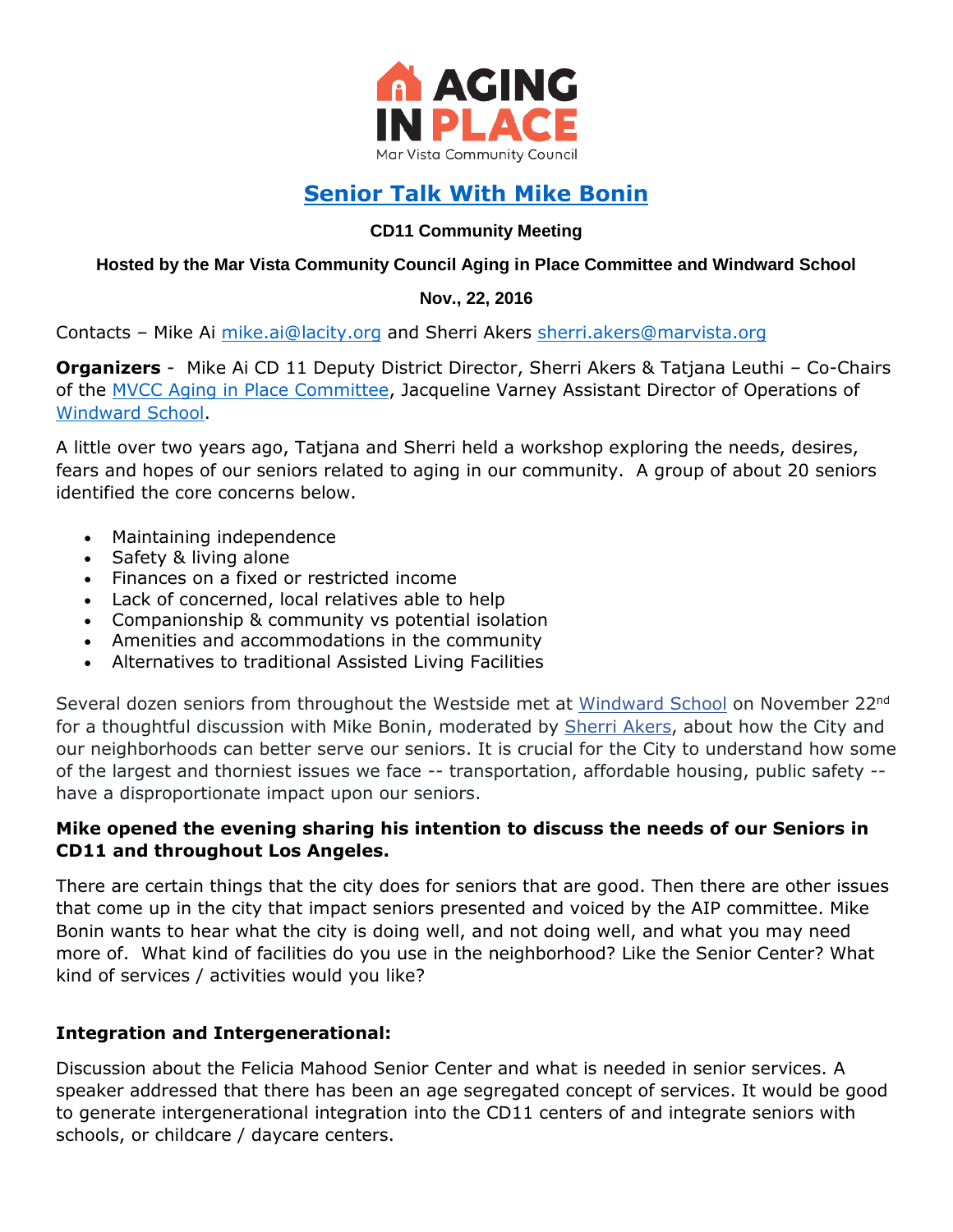# AGING IN PLACE

Mar Vista Community Council

## Senior Talk With Mike Bonin

**CD11 Community Meeting**

**Hosted by the Mar Vista Community Council Aging in Place Committee and Windward School**

**Nov., 22, 2016**

Contacts – Mike Ai mike.ai@lacity.org and Sherri Akers sherri.akers@marvista.org

**Organizers** - Mike Ai CD 11 Deputy District Director, Sherri Akers & Tatjana Leuthi – Co-Chairs of the MVCC Aging in Place Committee, Jacqueline Varney Assistant Director of Operations of Windward School.

A little over two years ago, Tatjana and Sherri held a workshop exploring the needs, desires, fears and hopes of our seniors related to aging in our community. A group of about 20 seniors identified the core concerns below.

- Maintaining independence
- Safety & living alone
- Finances on a fixed or restricted income
- Lack of concerned, local relatives able to help
- Companionship & community vs potential isolation
- Amenities and accommodations in the community
- Alternatives to traditional Assisted Living Facilities

Several dozen seniors from throughout the Westside met at Windward School on November 22nd for a thoughtful discussion with Mike Bonin, moderated by Sherri Akers, about how the City and our neighborhoods can better serve our seniors. It is crucial for the City to understand how some of the largest and thorniest issues we face -- transportation, affordable housing, public safety -- have a disproportionate impact upon our seniors.

**Mike opened the evening sharing his intention to discuss the needs of our Seniors in CD11 and throughout Los Angeles.**

There are certain things that the city does for seniors that are good. Then there are other issues that come up in the city that impact seniors presented and voiced by the AIP committee. Mike Bonin wants to hear what the city is doing well, and not doing well, and what you may need more of. What kind of facilities do you use in the neighborhood? Like the Senior Center? What kind of services / activities would you like?

### Integration and Intergenerational:

Discussion about the Felicia Mahood Senior Center and what is needed in senior services. A speaker addressed that there has been an age segregated concept of services. It would be good to generate intergenerational integration into the CD11 centers of and integrate seniors with schools, or childcare / daycare centers.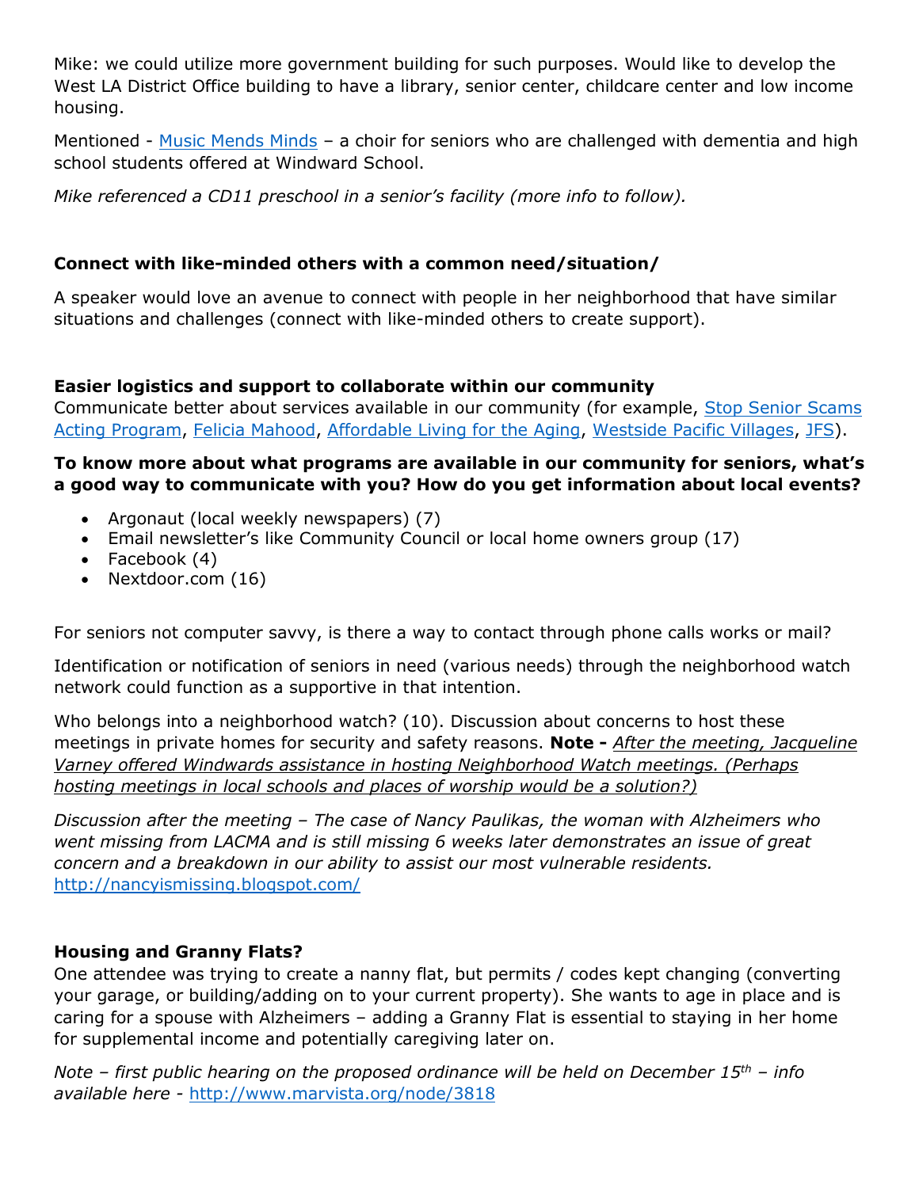Mike: we could utilize more government building for such purposes. Would like to develop the West LA District Office building to have a library, senior center, childcare center and low income housing.

Mentioned - [Music Mends Minds](#) – a choir for seniors who are challenged with dementia and high school students offered at Windward School.

*Mike referenced a CD11 preschool in a senior's facility (more info to follow).*

**Connect with like-minded others with a common need/situation/**

A speaker would love an avenue to connect with people in her neighborhood that have similar situations and challenges (connect with like-minded others to create support).

**Easier logistics and support to collaborate within our community**

Communicate better about services available in our community (for example, Stop Senior Scams Acting Program, Felicia Mahood, Affordable Living for the Aging, Westside Pacific Villages, JFS).

**To know more about what programs are available in our community for seniors, what's a good way to communicate with you? How do you get information about local events?**

- Argonaut (local weekly newspapers) (7)
- Email newsletter's like Community Council or local home owners group (17)
- Facebook (4)
- Nextdoor.com (16)

For seniors not computer savvy, is there a way to contact through phone calls works or mail?

Identification or notification of seniors in need (various needs) through the neighborhood watch network could function as a supportive in that intention.

Who belongs into a neighborhood watch? (10). Discussion about concerns to host these meetings in private homes for security and safety reasons. **Note -** *After the meeting, Jacqueline Varney offered Windwards assistance in hosting Neighborhood Watch meetings. (Perhaps hosting meetings in local schools and places of worship would be a solution?)*

*Discussion after the meeting – The case of Nancy Paulikas, the woman with Alzheimers who went missing from LACMA and is still missing 6 weeks later demonstrates an issue of great concern and a breakdown in our ability to assist our most vulnerable residents.* http://nancyismissing.blogspot.com/

**Housing and Granny Flats?**

One attendee was trying to create a nanny flat, but permits / codes kept changing (converting your garage, or building/adding on to your current property). She wants to age in place and is caring for a spouse with Alzheimers – adding a Granny Flat is essential to staying in her home for supplemental income and potentially caregiving later on.

*Note – first public hearing on the proposed ordinance will be held on December 15th – info available here -* http://www.marvista.org/node/3818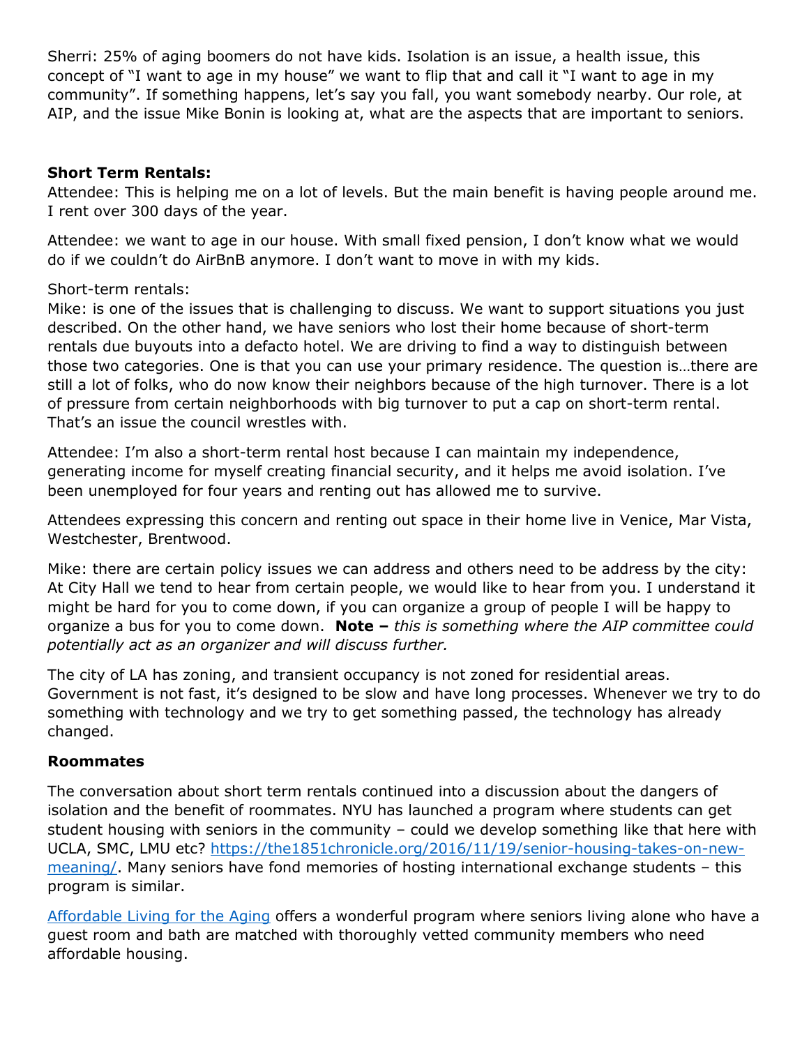Sherri: 25% of aging boomers do not have kids. Isolation is an issue, a health issue, this concept of "I want to age in my house" we want to flip that and call it "I want to age in my community". If something happens, let's say you fall, you want somebody nearby. Our role, at AIP, and the issue Mike Bonin is looking at, what are the aspects that are important to seniors.

**Short Term Rentals:**

Attendee: This is helping me on a lot of levels. But the main benefit is having people around me. I rent over 300 days of the year.

Attendee: we want to age in our house. With small fixed pension, I don't know what we would do if we couldn't do AirBnB anymore. I don't want to move in with my kids.

Short-term rentals:

Mike: is one of the issues that is challenging to discuss. We want to support situations you just described. On the other hand, we have seniors who lost their home because of short-term rentals due buyouts into a defacto hotel. We are driving to find a way to distinguish between those two categories. One is that you can use your primary residence. The question is…there are still a lot of folks, who do now know their neighbors because of the high turnover. There is a lot of pressure from certain neighborhoods with big turnover to put a cap on short-term rental. That's an issue the council wrestles with.

Attendee: I'm also a short-term rental host because I can maintain my independence, generating income for myself creating financial security, and it helps me avoid isolation. I've been unemployed for four years and renting out has allowed me to survive.

Attendees expressing this concern and renting out space in their home live in Venice, Mar Vista, Westchester, Brentwood.

Mike: there are certain policy issues we can address and others need to be address by the city: At City Hall we tend to hear from certain people, we would like to hear from you. I understand it might be hard for you to come down, if you can organize a group of people I will be happy to organize a bus for you to come down. **Note –** *this is something where the AIP committee could potentially act as an organizer and will discuss further.*

The city of LA has zoning, and transient occupancy is not zoned for residential areas. Government is not fast, it's designed to be slow and have long processes. Whenever we try to do something with technology and we try to get something passed, the technology has already changed.

**Roommates**

The conversation about short term rentals continued into a discussion about the dangers of isolation and the benefit of roommates. NYU has launched a program where students can get student housing with seniors in the community – could we develop something like that here with UCLA, SMC, LMU etc? https://the1851chronicle.org/2016/11/19/senior-housing-takes-on-new-meaning/. Many seniors have fond memories of hosting international exchange students – this program is similar.

Affordable Living for the Aging offers a wonderful program where seniors living alone who have a guest room and bath are matched with thoroughly vetted community members who need affordable housing.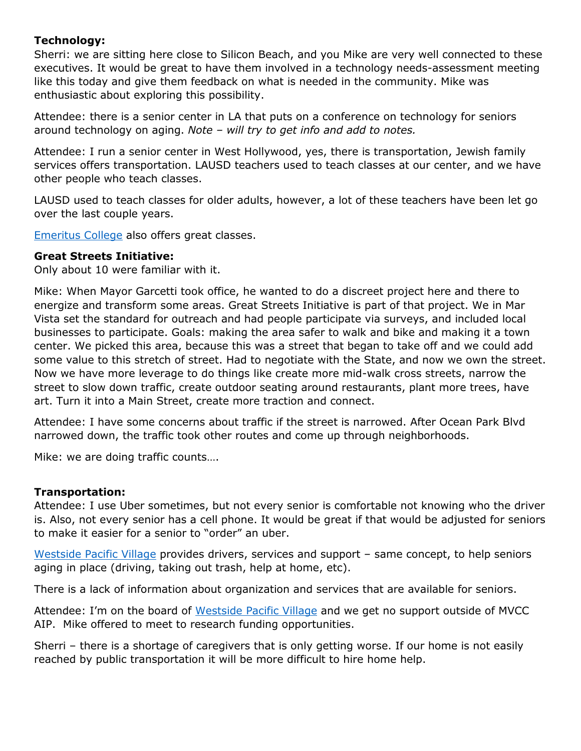**Technology:**
Sherri: we are sitting here close to Silicon Beach, and you Mike are very well connected to these executives. It would be great to have them involved in a technology needs-assessment meeting like this today and give them feedback on what is needed in the community. Mike was enthusiastic about exploring this possibility.

Attendee: there is a senior center in LA that puts on a conference on technology for seniors around technology on aging. *Note – will try to get info and add to notes.*

Attendee: I run a senior center in West Hollywood, yes, there is transportation, Jewish family services offers transportation. LAUSD teachers used to teach classes at our center, and we have other people who teach classes.

LAUSD used to teach classes for older adults, however, a lot of these teachers have been let go over the last couple years.

Emeritus College also offers great classes.

**Great Streets Initiative:**
Only about 10 were familiar with it.

Mike: When Mayor Garcetti took office, he wanted to do a discreet project here and there to energize and transform some areas. Great Streets Initiative is part of that project. We in Mar Vista set the standard for outreach and had people participate via surveys, and included local businesses to participate. Goals: making the area safer to walk and bike and making it a town center. We picked this area, because this was a street that began to take off and we could add some value to this stretch of street. Had to negotiate with the State, and now we own the street. Now we have more leverage to do things like create more mid-walk cross streets, narrow the street to slow down traffic, create outdoor seating around restaurants, plant more trees, have art. Turn it into a Main Street, create more traction and connect.

Attendee: I have some concerns about traffic if the street is narrowed. After Ocean Park Blvd narrowed down, the traffic took other routes and come up through neighborhoods.

Mike: we are doing traffic counts….

**Transportation:**
Attendee: I use Uber sometimes, but not every senior is comfortable not knowing who the driver is. Also, not every senior has a cell phone. It would be great if that would be adjusted for seniors to make it easier for a senior to "order" an uber.

Westside Pacific Village provides drivers, services and support – same concept, to help seniors aging in place (driving, taking out trash, help at home, etc).

There is a lack of information about organization and services that are available for seniors.

Attendee: I'm on the board of Westside Pacific Village and we get no support outside of MVCC AIP. Mike offered to meet to research funding opportunities.

Sherri – there is a shortage of caregivers that is only getting worse. If our home is not easily reached by public transportation it will be more difficult to hire home help.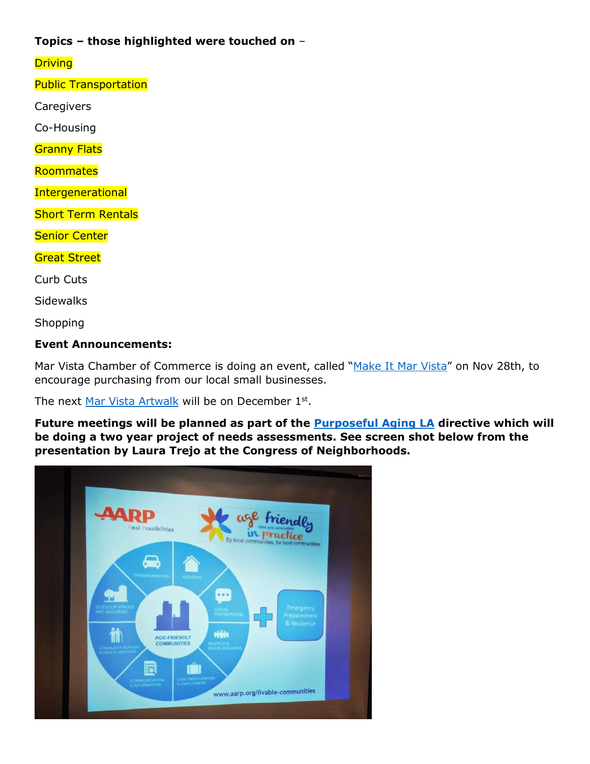**Topics – those highlighted were touched on –**

Driving

Public Transportation

Caregivers

Co-Housing

Granny Flats

Roommates

Intergenerational

Short Term Rentals

Senior Center

Great Street

Curb Cuts

Sidewalks

Shopping

**Event Announcements:**

Mar Vista Chamber of Commerce is doing an event, called "Make It Mar Vista" on Nov 28th, to encourage purchasing from our local small businesses.

The next Mar Vista Artwalk will be on December 1st.

**Future meetings will be planned as part of the Purposeful Aging LA directive which will be doing a two year project of needs assessments. See screen shot below from the presentation by Laura Trejo at the Congress of Neighborhoods.**